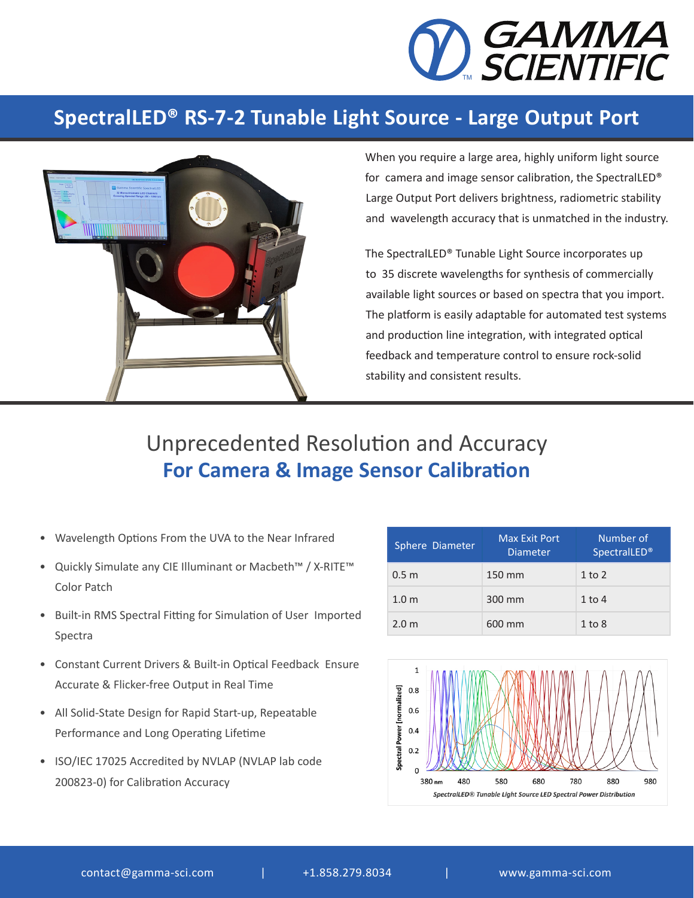# SpectralLED® RS-7-2 Tunable Light Source - Large Output Port

When you require a large area, highly uniform light source for camera and image sensor calibration, the SpectralLED® Large Output Port delivers brightness, radiometric stability and wavelength accuracy that is unmatched in the industry.

The SpectralLED® Tunable Light Source incorporates up to 35 discrete wavelengths for synthesis of commercially available light sources or based on spectra that you import. The platform is easily adaptable for automated test systems and production line integration, with integrated optical feedback and temperature control to ensure rock-solid stability and consistent results.

## Unprecedented Resolution and Accuracy
## For Camera & Image Sensor Calibration

- Wavelength Options From the UVA to the Near Infrared
- Quickly Simulate any CIE Illuminant or Macbeth™ / X-RITE™ Color Patch
- Built-in RMS Spectral Fitting for Simulation of User Imported Spectra
- Constant Current Drivers & Built-in Optical Feedback Ensure Accurate & Flicker-free Output in Real Time
- All Solid-State Design for Rapid Start-up, Repeatable Performance and Long Operating Lifetime
- ISO/IEC 17025 Accredited by NVLAP (NVLAP lab code 200823-0) for Calibration Accuracy

| Sphere Diameter | Max Exit Port Diameter | Number of SpectralLED® |
|---|---|---|
| 0.5 m | 150 mm | 1 to 2 |
| 1.0 m | 300 mm | 1 to 4 |
| 2.0 m | 600 mm | 1 to 8 |

*SpectralLED® Tunable Light Source LED Spectral Power Distribution*

contact@gamma-sci.com | +1.858.279.8034 | www.gamma-sci.com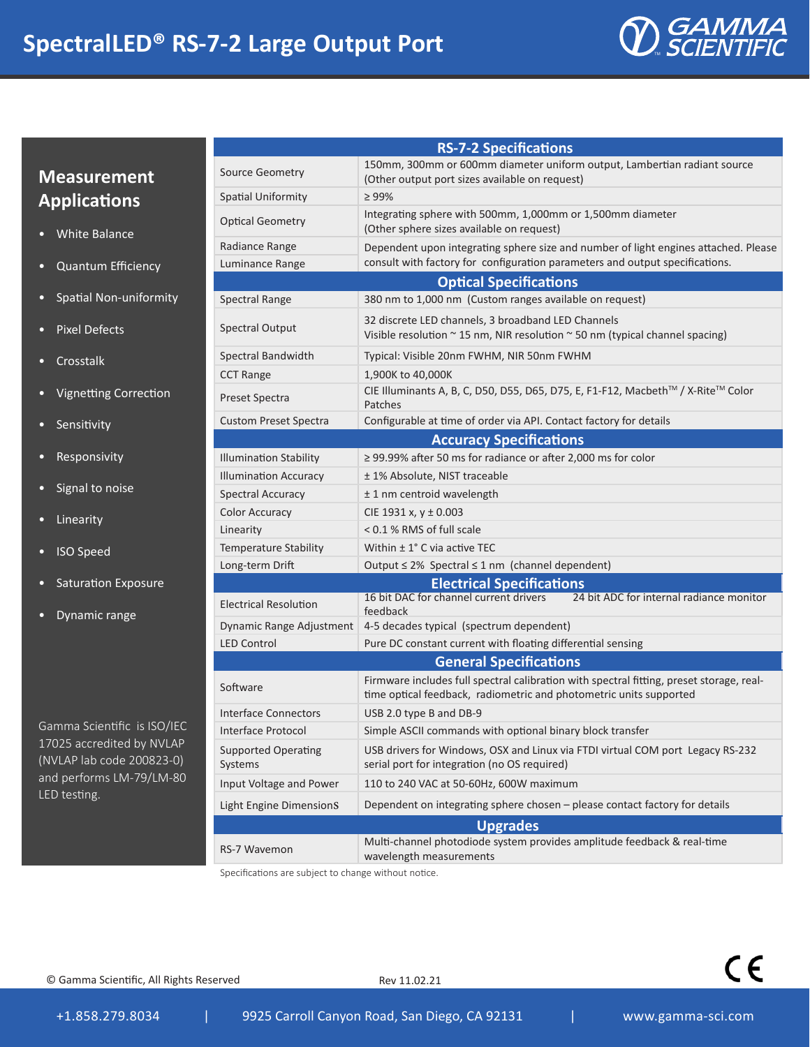# SpectralLED® RS-7-2 Large Output Port

## Measurement Applications

- White Balance
- Quantum Efficiency
- Spatial Non-uniformity
- Pixel Defects
- Crosstalk
- Vignetting Correction
- Sensitivity
- Responsivity
- Signal to noise
- Linearity
- ISO Speed
- Saturation Exposure
- Dynamic range

Gamma Scientific is ISO/IEC 17025 accredited by NVLAP (NVLAP lab code 200823-0) and performs LM-79/LM-80 LED testing.

| RS-7-2 Specifications | |
|---|---|
| Source Geometry | 150mm, 300mm or 600mm diameter uniform output, Lambertian radiant source (Other output port sizes available on request) |
| Spatial Uniformity | ≥ 99% |
| Optical Geometry | Integrating sphere with 500mm, 1,000mm or 1,500mm diameter (Other sphere sizes available on request) |
| Radiance Range | Dependent upon integrating sphere size and number of light engines attached. Please consult with factory for configuration parameters and output specifications. |
| Luminance Range | |
| **Optical Specifications** | |
| Spectral Range | 380 nm to 1,000 nm (Custom ranges available on request) |
| Spectral Output | 32 discrete LED channels, 3 broadband LED Channels<br>Visible resolution ~ 15 nm, NIR resolution ~ 50 nm (typical channel spacing) |
| Spectral Bandwidth | Typical: Visible 20nm FWHM, NIR 50nm FWHM |
| CCT Range | 1,900K to 40,000K |
| Preset Spectra | CIE Illuminants A, B, C, D50, D55, D65, D75, E, F1-F12, Macbeth™ / X-Rite™ Color Patches |
| Custom Preset Spectra | Configurable at time of order via API. Contact factory for details |
| **Accuracy Specifications** | |
| Illumination Stability | ≥ 99.99% after 50 ms for radiance or after 2,000 ms for color |
| Illumination Accuracy | ± 1% Absolute, NIST traceable |
| Spectral Accuracy | ± 1 nm centroid wavelength |
| Color Accuracy | CIE 1931 x, y ± 0.003 |
| Linearity | < 0.1 % RMS of full scale |
| Temperature Stability | Within ± 1° C via active TEC |
| Long-term Drift | Output ≤ 2% Spectral ≤ 1 nm (channel dependent) |
| **Electrical Specifications** | |
| Electrical Resolution | 16 bit DAC for channel current drivers 24 bit ADC for internal radiance monitor feedback |
| Dynamic Range Adjustment | 4-5 decades typical (spectrum dependent) |
| LED Control | Pure DC constant current with floating differential sensing |
| **General Specifications** | |
| Software | Firmware includes full spectral calibration with spectral fitting, preset storage, real-time optical feedback, radiometric and photometric units supported |
| Interface Connectors | USB 2.0 type B and DB-9 |
| Interface Protocol | Simple ASCII commands with optional binary block transfer |
| Supported Operating Systems | USB drivers for Windows, OSX and Linux via FTDI virtual COM port Legacy RS-232 serial port for integration (no OS required) |
| Input Voltage and Power | 110 to 240 VAC at 50-60Hz, 600W maximum |
| Light Engine Dimensions | Dependent on integrating sphere chosen – please contact factory for details |
| **Upgrades** | |
| RS-7 Wavemon | Multi-channel photodiode system provides amplitude feedback & real-time wavelength measurements |

Specifications are subject to change without notice.

© Gamma Scientific, All Rights Reserved

Rev 11.02.21

+1.858.279.8034 | 9925 Carroll Canyon Road, San Diego, CA 92131 | www.gamma-sci.com